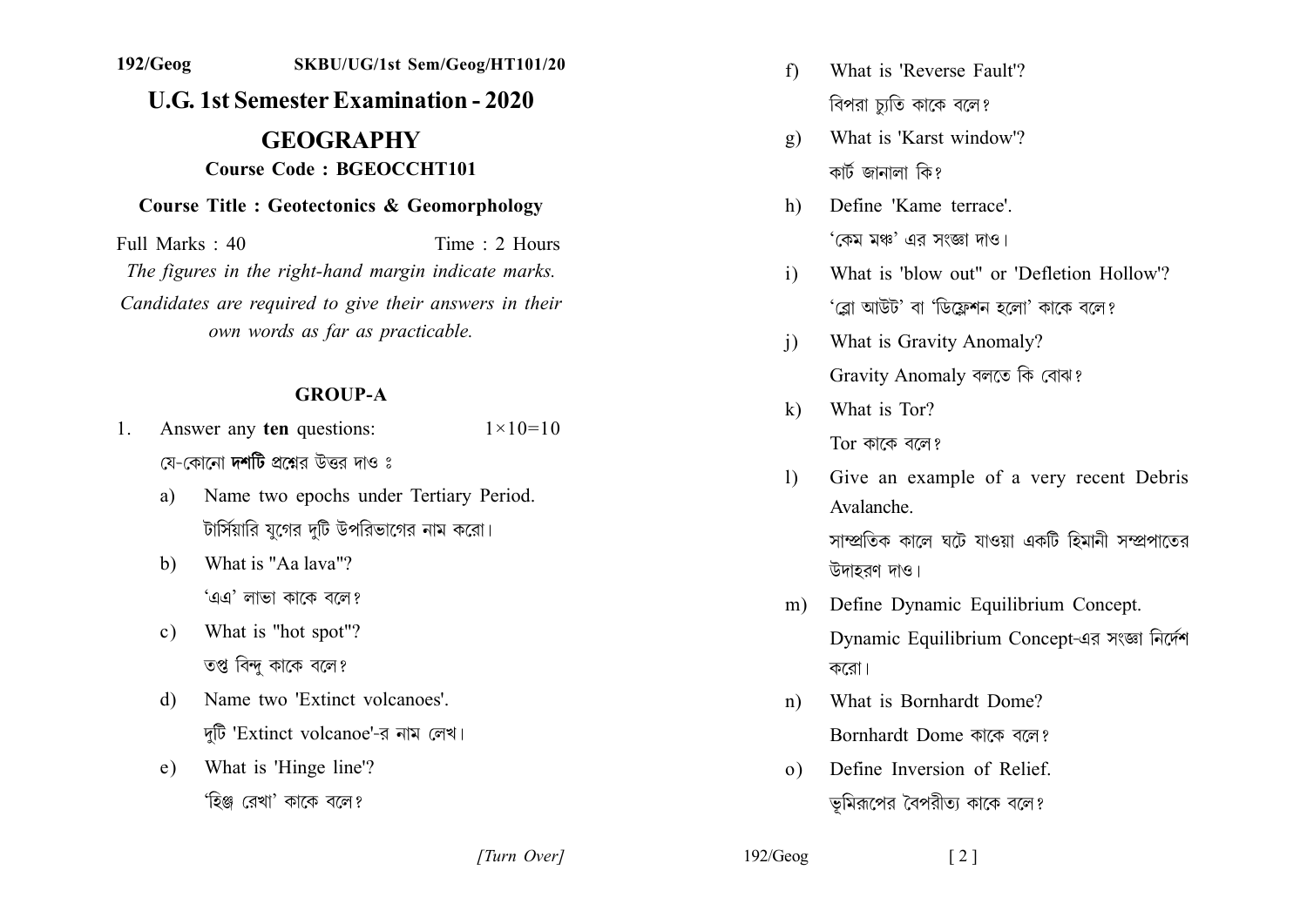192/Geog SKBU/UG/1st Sem/Geog/HT101/20

# U.G. 1st Semester Examination - 2020

## GEOGRAPHY

**Course Code : BGEOCCHT101**

**Course Title : Geotectonics & Geomorphology**

Full Marks : 40 Time : 2 Hours

*The figures in the right-hand margin indicate marks.*

*Candidates are required to give their answers in their own words as far as practicable.*

### GROUP-A

1. Answer any **ten** questions: $1\times10=10$

   যে-কোনো **দশটি** প্রশ্নের উত্তর দাও ঃ

   a) Name two epochs under Tertiary Period.
   টার্সিয়ারি যুগের দুটি উপবিভাগের নাম করো।

   b) What is "Aa lava"?
   'এএ' লাভা কাকে বলে?

   c) What is "hot spot"?
   তপ্ত বিন্দু কাকে বলে?

   d) Name two 'Extinct volcanoes'.
   দুটি 'Extinct volcanoe'-র নাম লেখ।

   e) What is 'Hinge line'?
   'হিঞ্জ রেখা' কাকে বলে?

   f) What is 'Reverse Fault'?
   বিপরা চ্যুতি কাকে বলে?

   g) What is 'Karst window'?
   কার্ট জানালা কি?

   h) Define 'Kame terrace'.
   'কেম মঞ্চ' এর সংজ্ঞা দাও।

   i) What is 'blow out" or 'Defletion Hollow'?
   'ব্লো আউট' বা 'ডিফ্লেশন হলো' কাকে বলে?

   j) What is Gravity Anomaly?
   Gravity Anomaly বলতে কি বোঝ?

   k) What is Tor?
   Tor কাকে বলে?

   l) Give an example of a very recent Debris Avalanche.
   সাম্প্রতিক কালে ঘটে যাওয়া একটি হিমানী সম্প্রপাতের উদাহরণ দাও।

   m) Define Dynamic Equilibrium Concept.
   Dynamic Equilibrium Concept-এর সংজ্ঞা নির্দেশ করো।

   n) What is Bornhardt Dome?
   Bornhardt Dome কাকে বলে?

   o) Define Inversion of Relief.
   ভূমিরূপের বৈপরীত্য কাকে বলে?

[Turn Over]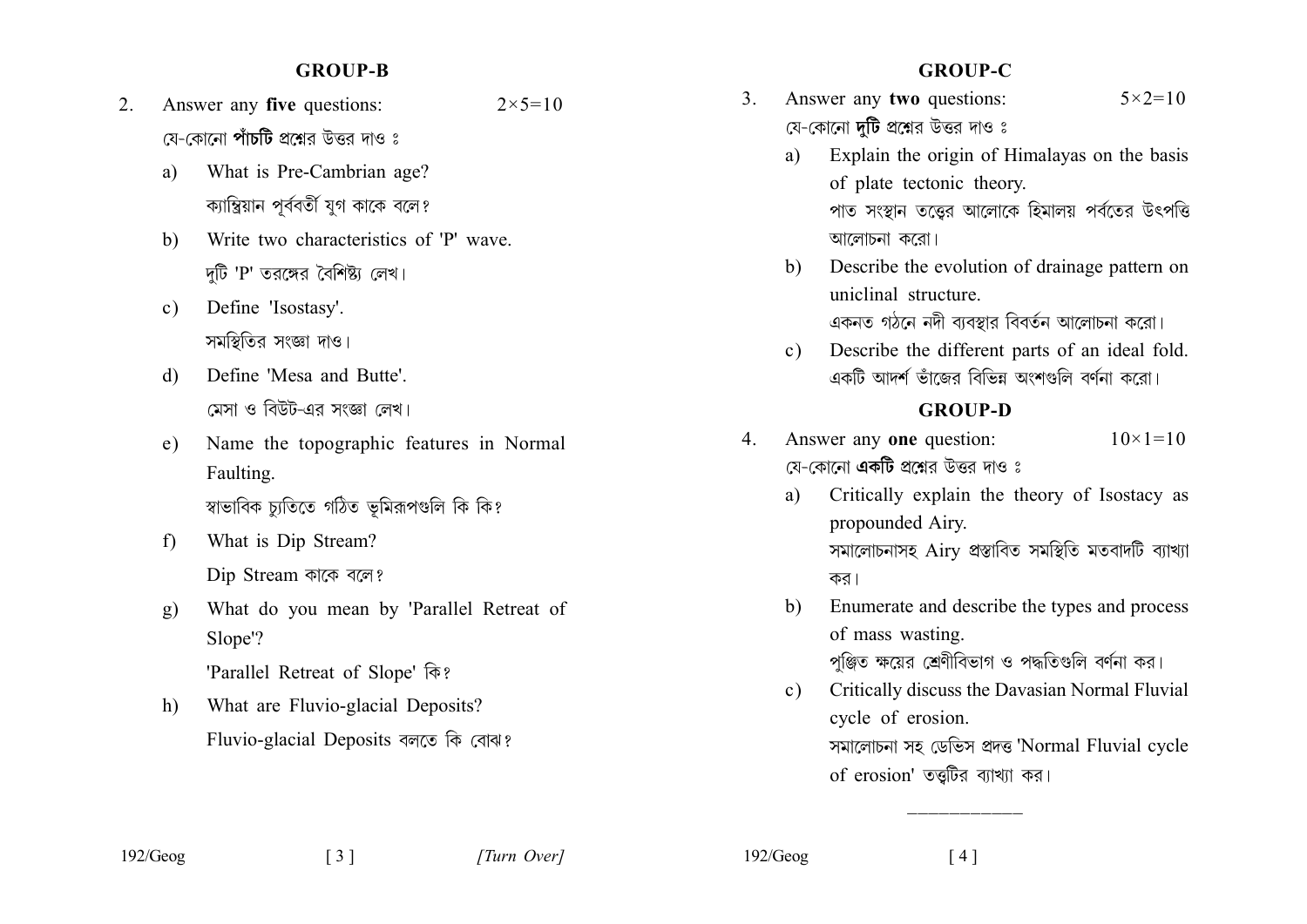## GROUP-B

2. Answer any **five** questions: $2\times5=10$

   যে-কোনো **পাঁচটি** প্রশ্নের উত্তর দাও ঃ

   a) What is Pre-Cambrian age?

   ক্যাম্ব্রিয়ান পূর্ববর্তী যুগ কাকে বলে?

   b) Write two characteristics of 'P' wave.

   দুটি 'P' তরঙ্গের বৈশিষ্ট্য লেখ।

   c) Define 'Isostasy'.

   সমস্থিতির সংজ্ঞা দাও।

   d) Define 'Mesa and Butte'.

   মেসা ও বিউট-এর সংজ্ঞা লেখ।

   e) Name the topographic features in Normal Faulting.

   স্বাভাবিক চ্যুতিতে গঠিত ভূমিরূপগুলি কি কি?

   f) What is Dip Stream?

   Dip Stream কাকে বলে?

   g) What do you mean by 'Parallel Retreat of Slope'?

   'Parallel Retreat of Slope' কি?

   h) What are Fluvio-glacial Deposits?

   Fluvio-glacial Deposits বলতে কি বোঝ?

## GROUP-C

3. Answer any **two** questions: $5\times2=10$

   যে-কোনো **দুটি** প্রশ্নের উত্তর দাও ঃ

   a) Explain the origin of Himalayas on the basis of plate tectonic theory.

   পাত সংস্থান তত্ত্বের আলোকে হিমালয় পর্বতের উৎপত্তি আলোচনা করো।

   b) Describe the evolution of drainage pattern on uniclinal structure.

   একনত গঠনে নদী ব্যবস্থার বিবর্তন আলোচনা করো।

   c) Describe the different parts of an ideal fold.

   একটি আদর্শ ভাঁজের বিভিন্ন অংশগুলি বর্ণনা করো।

## GROUP-D

4. Answer any **one** question: $10\times1=10$

   যে-কোনো **একটি** প্রশ্নের উত্তর দাও ঃ

   a) Critically explain the theory of Isostacy as propounded Airy.

   সমালোচনাসহ Airy প্রস্তাবিত সমস্থিতি মতবাদটি ব্যাখ্যা কর।

   b) Enumerate and describe the types and process of mass wasting.

   পুঞ্জিত ক্ষয়ের শ্রেণীবিভাগ ও পদ্ধতিগুলি বর্ণনা কর।

   c) Critically discuss the Davasian Normal Fluvial cycle of erosion.

   সমালোচনা সহ ডেভিস প্রদত্ত 'Normal Fluvial cycle of erosion' তত্ত্বটির ব্যাখ্যা কর।

———————